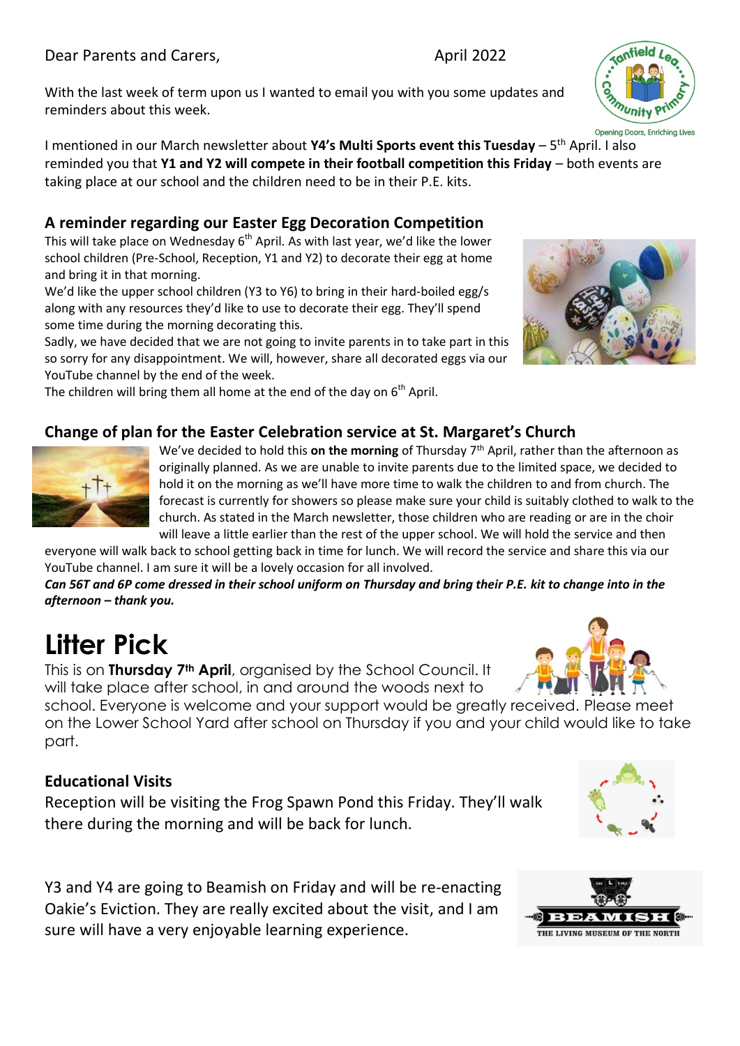Dear Parents and Carers, April 2022

With the last week of term upon us I wanted to email you with you some updates and reminders about this week.

I mentioned in our March newsletter about **Y4's Multi Sports event this Tuesday** – 5th April. I also reminded you that **Y1 and Y2 will compete in their football competition this Friday** – both events are taking place at our school and the children need to be in their P.E. kits.

## A reminder regarding our Easter Egg Decoration Competition

This will take place on Wednesday 6th April. As with last year, we'd like the lower school children (Pre-School, Reception, Y1 and Y2) to decorate their egg at home and bring it in that morning.

We'd like the upper school children (Y3 to Y6) to bring in their hard-boiled egg/s along with any resources they'd like to use to decorate their egg. They'll spend some time during the morning decorating this.

Sadly, we have decided that we are not going to invite parents in to take part in this so sorry for any disappointment. We will, however, share all decorated eggs via our YouTube channel by the end of the week.

The children will bring them all home at the end of the day on 6th April.

## Change of plan for the Easter Celebration service at St. Margaret's Church

We've decided to hold this **on the morning** of Thursday 7th April, rather than the afternoon as originally planned. As we are unable to invite parents due to the limited space, we decided to hold it on the morning as we'll have more time to walk the children to and from church. The forecast is currently for showers so please make sure your child is suitably clothed to walk to the church. As stated in the March newsletter, those children who are reading or are in the choir will leave a little earlier than the rest of the upper school. We will hold the service and then everyone will walk back to school getting back in time for lunch. We will record the service and share this via our YouTube channel. I am sure it will be a lovely occasion for all involved.

***Can 56T and 6P come dressed in their school uniform on Thursday and bring their P.E. kit to change into in the afternoon – thank you.***

# Litter Pick

This is on **Thursday 7th April**, organised by the School Council. It will take place after school, in and around the woods next to school. Everyone is welcome and your support would be greatly received. Please meet on the Lower School Yard after school on Thursday if you and your child would like to take part.

## Educational Visits

Reception will be visiting the Frog Spawn Pond this Friday. They'll walk there during the morning and will be back for lunch.

Y3 and Y4 are going to Beamish on Friday and will be re-enacting Oakie's Eviction. They are really excited about the visit, and I am sure will have a very enjoyable learning experience.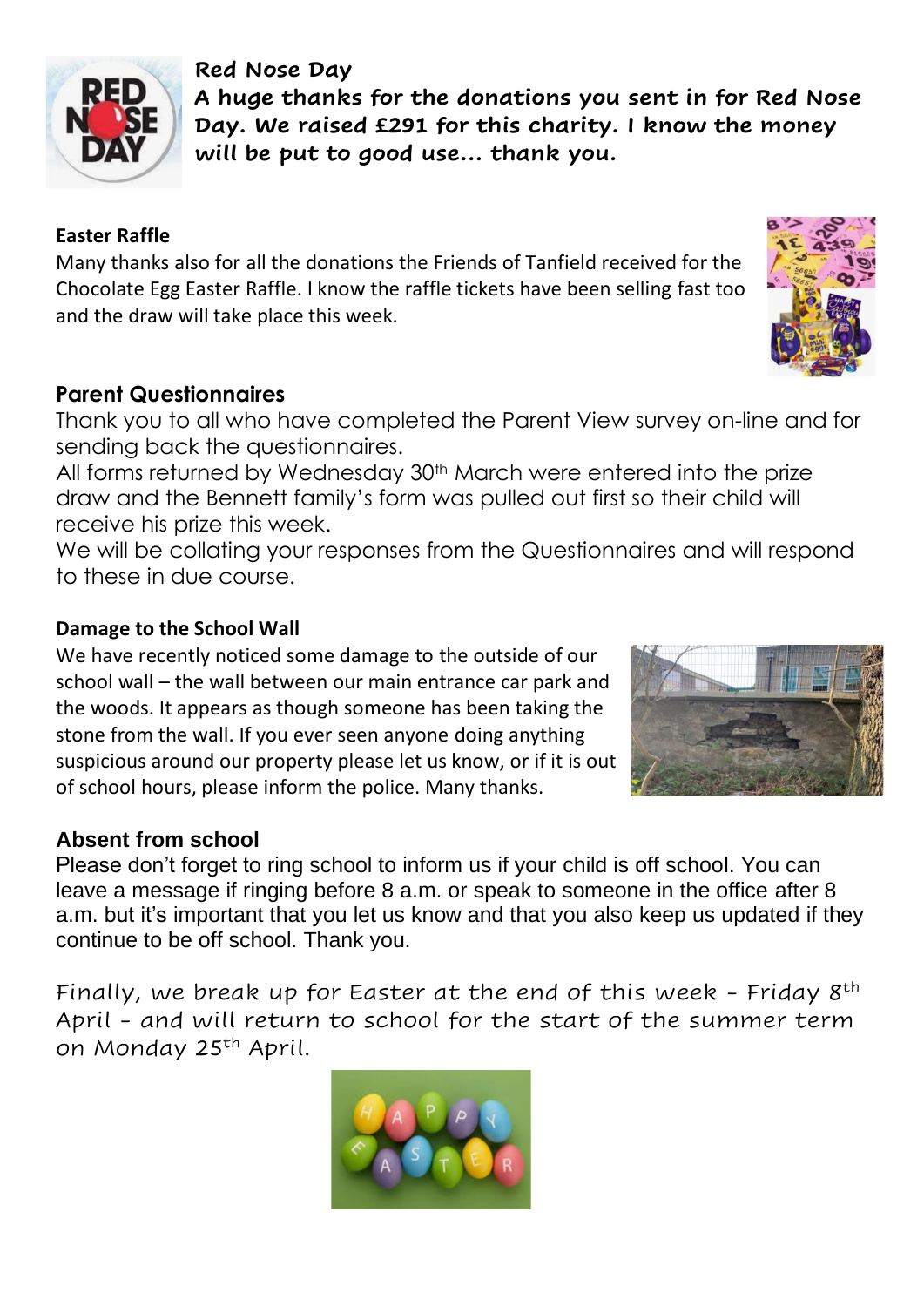**Red Nose Day**

**A huge thanks for the donations you sent in for Red Nose Day. We raised £291 for this charity. I know the money will be put to good use… thank you.**

**Easter Raffle**

Many thanks also for all the donations the Friends of Tanfield received for the Chocolate Egg Easter Raffle. I know the raffle tickets have been selling fast too and the draw will take place this week.

**Parent Questionnaires**

Thank you to all who have completed the Parent View survey on-line and for sending back the questionnaires.

All forms returned by Wednesday 30th March were entered into the prize draw and the Bennett family's form was pulled out first so their child will receive his prize this week.

We will be collating your responses from the Questionnaires and will respond to these in due course.

**Damage to the School Wall**

We have recently noticed some damage to the outside of our school wall – the wall between our main entrance car park and the woods. It appears as though someone has been taking the stone from the wall. If you ever seen anyone doing anything suspicious around our property please let us know, or if it is out of school hours, please inform the police. Many thanks.

**Absent from school**

Please don't forget to ring school to inform us if your child is off school. You can leave a message if ringing before 8 a.m. or speak to someone in the office after 8 a.m. but it's important that you let us know and that you also keep us updated if they continue to be off school. Thank you.

Finally, we break up for Easter at the end of this week - Friday 8th April - and will return to school for the start of the summer term on Monday 25th April.